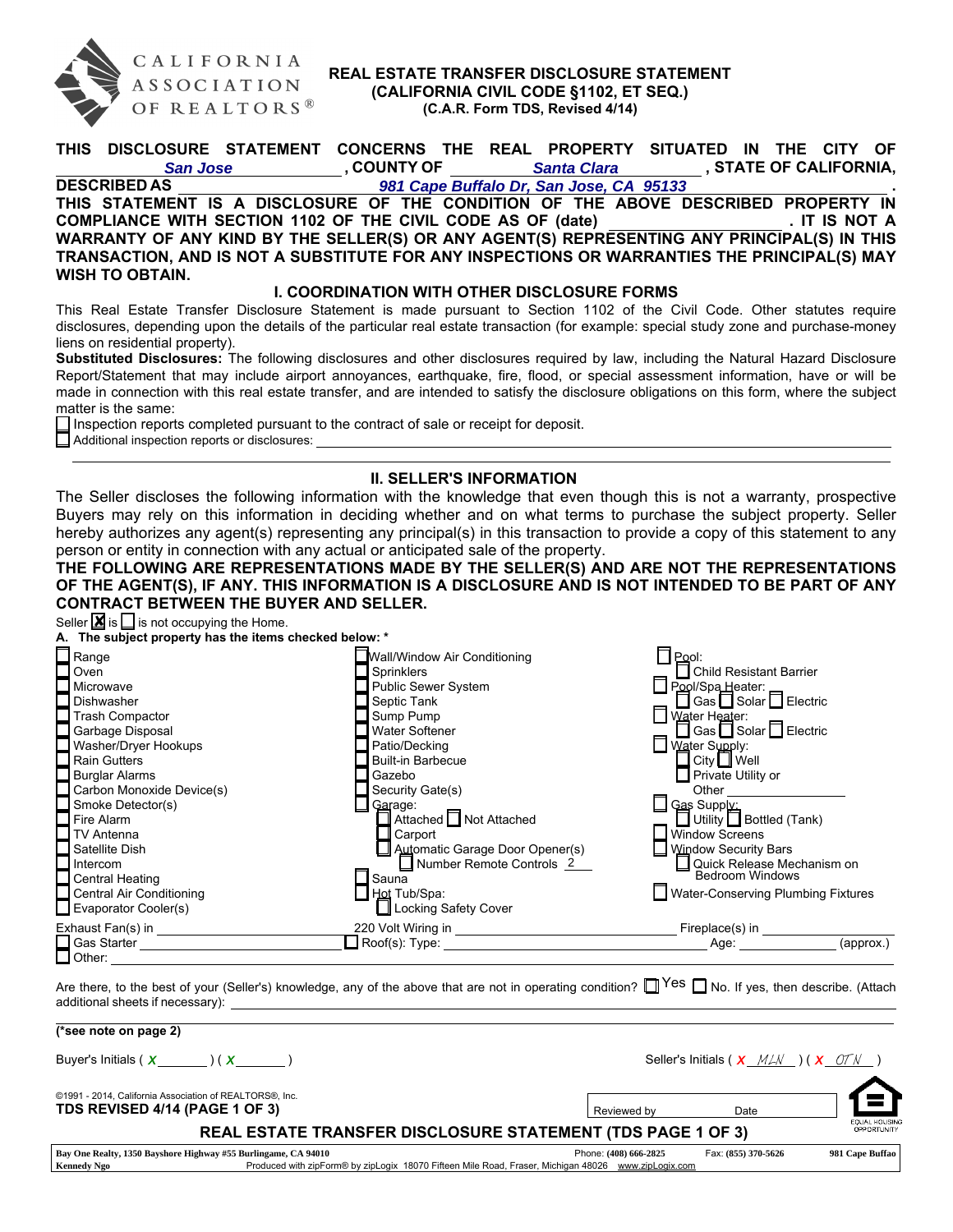CALIFORNIA ASSOCIATION OF REALTORS®

# REAL ESTATE TRANSFER DISCLOSURE STATEMENT
## (CALIFORNIA CIVIL CODE §1102, ET SEQ.)
### (C.A.R. Form TDS, Revised 4/14)

**THIS DISCLOSURE STATEMENT CONCERNS THE REAL PROPERTY SITUATED IN THE CITY OF** *San Jose* **, COUNTY OF** *Santa Clara* **, STATE OF CALIFORNIA, DESCRIBED AS** *981 Cape Buffalo Dr, San Jose, CA 95133* **.**

**THIS STATEMENT IS A DISCLOSURE OF THE CONDITION OF THE ABOVE DESCRIBED PROPERTY IN COMPLIANCE WITH SECTION 1102 OF THE CIVIL CODE AS OF (date) ____________ . IT IS NOT A WARRANTY OF ANY KIND BY THE SELLER(S) OR ANY AGENT(S) REPRESENTING ANY PRINCIPAL(S) IN THIS TRANSACTION, AND IS NOT A SUBSTITUTE FOR ANY INSPECTIONS OR WARRANTIES THE PRINCIPAL(S) MAY WISH TO OBTAIN.**

## I. COORDINATION WITH OTHER DISCLOSURE FORMS

This Real Estate Transfer Disclosure Statement is made pursuant to Section 1102 of the Civil Code. Other statutes require disclosures, depending upon the details of the particular real estate transaction (for example: special study zone and purchase-money liens on residential property).

**Substituted Disclosures:** The following disclosures and other disclosures required by law, including the Natural Hazard Disclosure Report/Statement that may include airport annoyances, earthquake, fire, flood, or special assessment information, have or will be made in connection with this real estate transfer, and are intended to satisfy the disclosure obligations on this form, where the subject matter is the same:

- ☐ Inspection reports completed pursuant to the contract of sale or receipt for deposit.
- ☐ Additional inspection reports or disclosures: ____________

## II. SELLER'S INFORMATION

The Seller discloses the following information with the knowledge that even though this is not a warranty, prospective Buyers may rely on this information in deciding whether and on what terms to purchase the subject property. Seller hereby authorizes any agent(s) representing any principal(s) in this transaction to provide a copy of this statement to any person or entity in connection with any actual or anticipated sale of the property.

**THE FOLLOWING ARE REPRESENTATIONS MADE BY THE SELLER(S) AND ARE NOT THE REPRESENTATIONS OF THE AGENT(S), IF ANY. THIS INFORMATION IS A DISCLOSURE AND IS NOT INTENDED TO BE PART OF ANY CONTRACT BETWEEN THE BUYER AND SELLER.**

Seller ☒ is ☐ is not occupying the Home.

**A. The subject property has the items checked below: \***

| | | |
|---|---|---|
| ☐ Range | ☐ Wall/Window Air Conditioning | ☐ Pool: |
| ☐ Oven | ☐ Sprinklers | ☐ Child Resistant Barrier |
| ☐ Microwave | ☐ Public Sewer System | ☐ Pool/Spa Heater: |
| ☐ Dishwasher | ☐ Septic Tank | ☐ Gas ☐ Solar ☐ Electric |
| ☐ Trash Compactor | ☐ Sump Pump | ☐ Water Heater: |
| ☐ Garbage Disposal | ☐ Water Softener | ☐ Gas ☐ Solar ☐ Electric |
| ☐ Washer/Dryer Hookups | ☐ Patio/Decking | ☐ Water Supply: |
| ☐ Rain Gutters | ☐ Built-in Barbecue | ☐ City ☐ Well |
| ☐ Burglar Alarms | ☐ Gazebo | ☐ Private Utility or |
| ☐ Carbon Monoxide Device(s) | ☐ Security Gate(s) | Other ____________ |
| ☐ Smoke Detector(s) | ☐ Garage: | ☐ Gas Supply: |
| ☐ Fire Alarm | ☐ Attached ☐ Not Attached | ☐ Utility ☐ Bottled (Tank) |
| ☐ TV Antenna | ☐ Carport | ☐ Window Screens |
| ☐ Satellite Dish | ☐ Automatic Garage Door Opener(s) | ☐ Window Security Bars |
| ☐ Intercom | ☐ Number Remote Controls 2 | ☐ Quick Release Mechanism on Bedroom Windows |
| ☐ Central Heating | ☐ Sauna | |
| ☐ Central Air Conditioning | ☐ Hot Tub/Spa: | ☐ Water-Conserving Plumbing Fixtures |
| ☐ Evaporator Cooler(s) | ☐ Locking Safety Cover | |

Exhaust Fan(s) in ____________ 220 Volt Wiring in ____________ Fireplace(s) in ____________

☐ Gas Starter ____________ ☐ Roof(s): Type: ____________ Age: ____________ (approx.)

☐ Other: ____________

Are there, to the best of your (Seller's) knowledge, any of the above that are not in operating condition? ☐ Yes ☐ No. If yes, then describe. (Attach additional sheets if necessary): ____________

**(\*see note on page 2)**

Buyer's Initials ( X ______ ) ( X ______ )

Seller's Initials ( X MLN ) ( X OTN )

©1991 - 2014, California Association of REALTORS®, Inc.

**TDS REVISED 4/14 (PAGE 1 OF 3)**

Reviewed by ______ Date ______

**REAL ESTATE TRANSFER DISCLOSURE STATEMENT (TDS PAGE 1 OF 3)**

Bay One Realty, 1350 Bayshore Highway #55 Burlingame, CA 94010 — Phone: (408) 666-2825 — Fax: (855) 370-5626 — 981 Cape Buffao

Kennedy Ngo — Produced with zipForm® by zipLogix 18070 Fifteen Mile Road, Fraser, Michigan 48026 www.zipLogix.com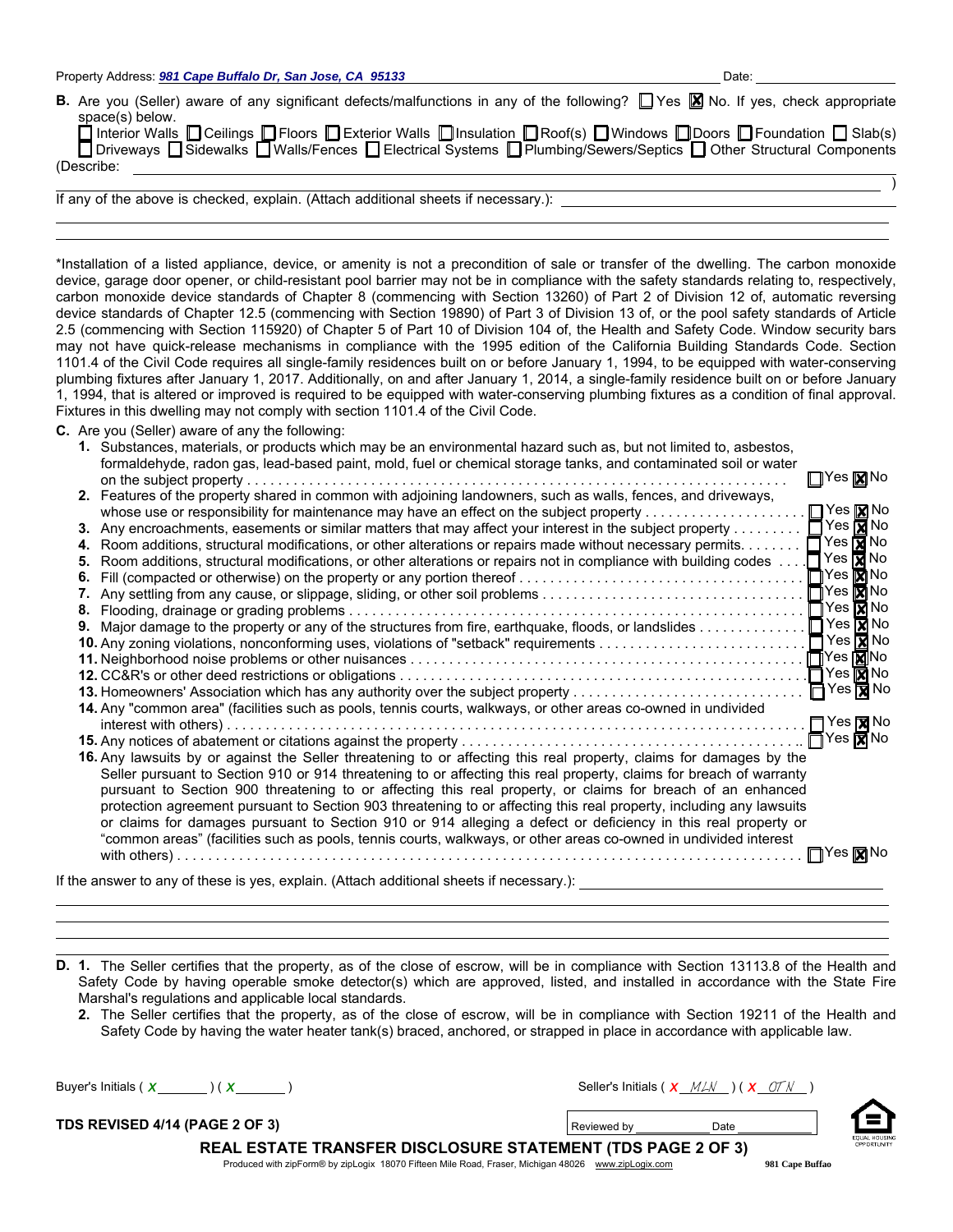Property Address: ***981 Cape Buffalo Dr, San Jose, CA 95133*** Date: ____________

**B.** Are you (Seller) aware of any significant defects/malfunctions in any of the following? ☐ Yes ☒ No. If yes, check appropriate space(s) below.

☐ Interior Walls ☐ Ceilings ☐ Floors ☐ Exterior Walls ☐ Insulation ☐ Roof(s) ☐ Windows ☐ Doors ☐ Foundation ☐ Slab(s) ☐ Driveways ☐ Sidewalks ☐ Walls/Fences ☐ Electrical Systems ☐ Plumbing/Sewers/Septics ☐ Other Structural Components

(Describe: ____________________________________________ )

If any of the above is checked, explain. (Attach additional sheets if necessary.): ____________________

*Installation of a listed appliance, device, or amenity is not a precondition of sale or transfer of the dwelling. The carbon monoxide device, garage door opener, or child-resistant pool barrier may not be in compliance with the safety standards relating to, respectively, carbon monoxide device standards of Chapter 8 (commencing with Section 13260) of Part 2 of Division 12 of, automatic reversing device standards of Chapter 12.5 (commencing with Section 19890) of Part 3 of Division 13 of, or the pool safety standards of Article 2.5 (commencing with Section 115920) of Chapter 5 of Part 10 of Division 104 of, the Health and Safety Code. Window security bars may not have quick-release mechanisms in compliance with the 1995 edition of the California Building Standards Code. Section 1101.4 of the Civil Code requires all single-family residences built on or before January 1, 1994, to be equipped with water-conserving plumbing fixtures after January 1, 2017. Additionally, on and after January 1, 2014, a single-family residence built on or before January 1, 1994, that is altered or improved is required to be equipped with water-conserving plumbing fixtures as a condition of final approval. Fixtures in this dwelling may not comply with section 1101.4 of the Civil Code.

**C.** Are you (Seller) aware of any the following:

1. Substances, materials, or products which may be an environmental hazard such as, but not limited to, asbestos, formaldehyde, radon gas, lead-based paint, mold, fuel or chemical storage tanks, and contaminated soil or water on the subject property ☐ Yes ☒ No
2. Features of the property shared in common with adjoining landowners, such as walls, fences, and driveways, whose use or responsibility for maintenance may have an effect on the subject property ☐ Yes ☒ No
3. Any encroachments, easements or similar matters that may affect your interest in the subject property ☐ Yes ☒ No
4. Room additions, structural modifications, or other alterations or repairs made without necessary permits ☐ Yes ☒ No
5. Room additions, structural modifications, or other alterations or repairs not in compliance with building codes ☐ Yes ☒ No
6. Fill (compacted or otherwise) on the property or any portion thereof ☐ Yes ☒ No
7. Any settling from any cause, or slippage, sliding, or other soil problems ☐ Yes ☒ No
8. Flooding, drainage or grading problems ☐ Yes ☒ No
9. Major damage to the property or any of the structures from fire, earthquake, floods, or landslides ☐ Yes ☒ No
10. Any zoning violations, nonconforming uses, violations of "setback" requirements ☐ Yes ☒ No
11. Neighborhood noise problems or other nuisances ☐ Yes ☒ No
12. CC&R's or other deed restrictions or obligations ☐ Yes ☒ No
13. Homeowners' Association which has any authority over the subject property ☐ Yes ☒ No
14. Any "common area" (facilities such as pools, tennis courts, walkways, or other areas co-owned in undivided interest with others) ☐ Yes ☒ No
15. Any notices of abatement or citations against the property ☐ Yes ☒ No
16. Any lawsuits by or against the Seller threatening to or affecting this real property, claims for damages by the Seller pursuant to Section 910 or 914 threatening to or affecting this real property, claims for breach of warranty pursuant to Section 900 threatening to or affecting this real property, or claims for breach of an enhanced protection agreement pursuant to Section 903 threatening to or affecting this real property, including any lawsuits or claims for damages pursuant to Section 910 or 914 alleging a defect or deficiency in this real property or "common areas" (facilities such as pools, tennis courts, walkways, or other areas co-owned in undivided interest with others) ☐ Yes ☒ No

If the answer to any of these is yes, explain. (Attach additional sheets if necessary.): ____________________

**D. 1.** The Seller certifies that the property, as of the close of escrow, will be in compliance with Section 13113.8 of the Health and Safety Code by having operable smoke detector(s) which are approved, listed, and installed in accordance with the State Fire Marshal's regulations and applicable local standards.

**2.** The Seller certifies that the property, as of the close of escrow, will be in compliance with Section 19211 of the Health and Safety Code by having the water heater tank(s) braced, anchored, or strapped in place in accordance with applicable law.

Buyer's Initials ( X ______ ) ( X ______ ) Seller's Initials ( X MLN ) ( X OTN )

**TDS REVISED 4/14 (PAGE 2 OF 3)** Reviewed by ________ Date ________

**REAL ESTATE TRANSFER DISCLOSURE STATEMENT (TDS PAGE 2 OF 3)**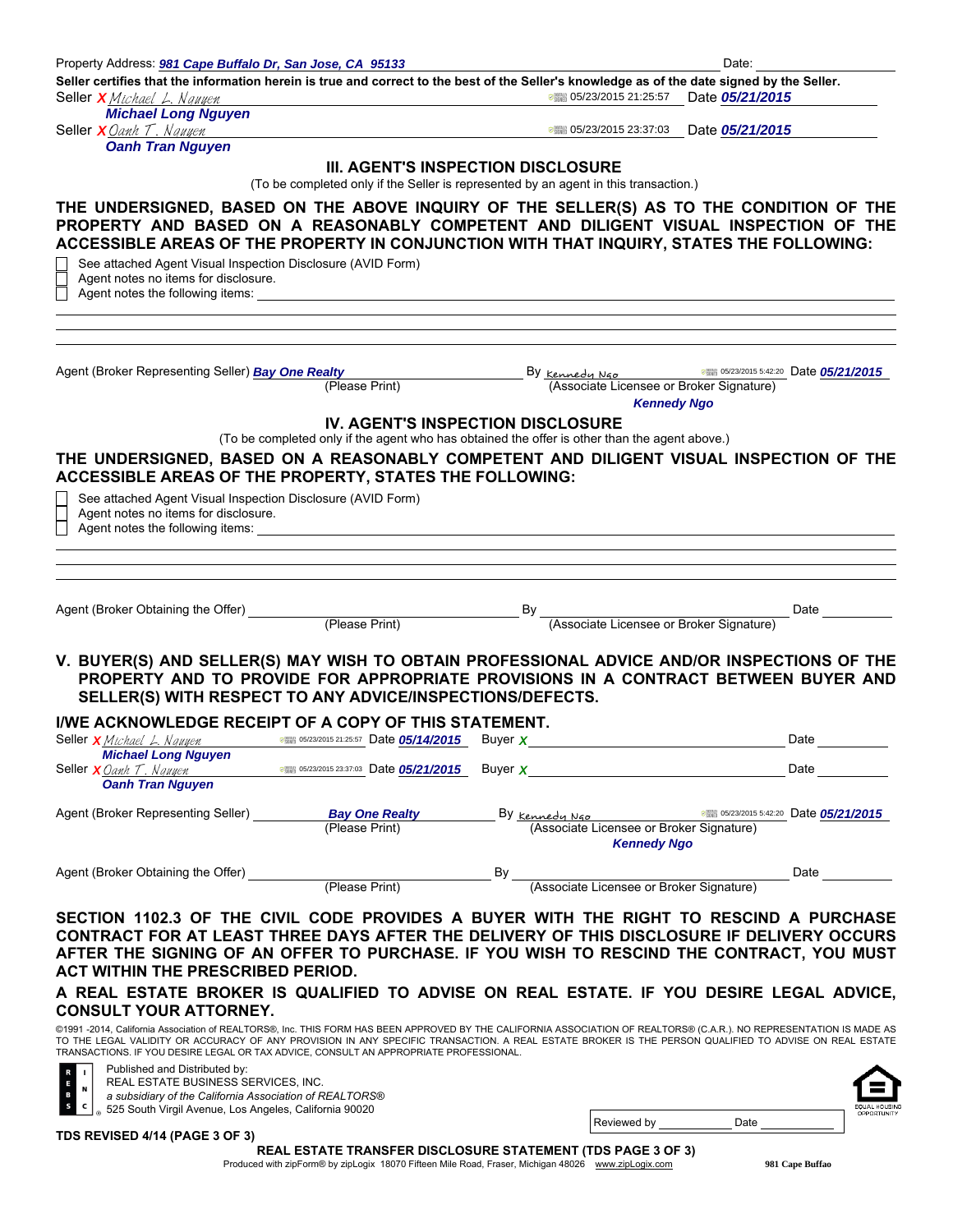Property Address: *981 Cape Buffalo Dr, San Jose, CA 95133* Date:

**Seller certifies that the information herein is true and correct to the best of the Seller's knowledge as of the date signed by the Seller.**

Seller X *Michael L. Nguyen* 05/23/2015 21:25:57 Date *05/21/2015*
*Michael Long Nguyen*

Seller X *Oanh T. Nguyen* 05/23/2015 23:37:03 Date *05/21/2015*
*Oanh Tran Nguyen*

## III. AGENT'S INSPECTION DISCLOSURE

(To be completed only if the Seller is represented by an agent in this transaction.)

**THE UNDERSIGNED, BASED ON THE ABOVE INQUIRY OF THE SELLER(S) AS TO THE CONDITION OF THE PROPERTY AND BASED ON A REASONABLY COMPETENT AND DILIGENT VISUAL INSPECTION OF THE ACCESSIBLE AREAS OF THE PROPERTY IN CONJUNCTION WITH THAT INQUIRY, STATES THE FOLLOWING:**

- [ ] See attached Agent Visual Inspection Disclosure (AVID Form)
- [ ] Agent notes no items for disclosure.
- [ ] Agent notes the following items:

Agent (Broker Representing Seller) *Bay One Realty* (Please Print) By *Kennedy Ngo* 05/23/2015 5:42:20 (Associate Licensee or Broker Signature) Date *05/21/2015*
*Kennedy Ngo*

## IV. AGENT'S INSPECTION DISCLOSURE

(To be completed only if the agent who has obtained the offer is other than the agent above.)

**THE UNDERSIGNED, BASED ON A REASONABLY COMPETENT AND DILIGENT VISUAL INSPECTION OF THE ACCESSIBLE AREAS OF THE PROPERTY, STATES THE FOLLOWING:**

- [ ] See attached Agent Visual Inspection Disclosure (AVID Form)
- [ ] Agent notes no items for disclosure.
- [ ] Agent notes the following items:

Agent (Broker Obtaining the Offer) ______ (Please Print) By ______ (Associate Licensee or Broker Signature) Date ______

## V. BUYER(S) AND SELLER(S) MAY WISH TO OBTAIN PROFESSIONAL ADVICE AND/OR INSPECTIONS OF THE PROPERTY AND TO PROVIDE FOR APPROPRIATE PROVISIONS IN A CONTRACT BETWEEN BUYER AND SELLER(S) WITH RESPECT TO ANY ADVICE/INSPECTIONS/DEFECTS.

**I/WE ACKNOWLEDGE RECEIPT OF A COPY OF THIS STATEMENT.**

Seller X *Michael L. Nguyen* 05/23/2015 21:25:57 Date *05/14/2015* Buyer X ______ Date ______
*Michael Long Nguyen*

Seller X *Oanh T. Nguyen* 05/23/2015 23:37:03 Date *05/21/2015* Buyer X ______ Date ______
*Oanh Tran Nguyen*

Agent (Broker Representing Seller) *Bay One Realty* (Please Print) By *Kennedy Ngo* 05/23/2015 5:42:20 (Associate Licensee or Broker Signature) Date *05/21/2015*
*Kennedy Ngo*

Agent (Broker Obtaining the Offer) ______ (Please Print) By ______ (Associate Licensee or Broker Signature) Date ______

**SECTION 1102.3 OF THE CIVIL CODE PROVIDES A BUYER WITH THE RIGHT TO RESCIND A PURCHASE CONTRACT FOR AT LEAST THREE DAYS AFTER THE DELIVERY OF THIS DISCLOSURE IF DELIVERY OCCURS AFTER THE SIGNING OF AN OFFER TO PURCHASE. IF YOU WISH TO RESCIND THE CONTRACT, YOU MUST ACT WITHIN THE PRESCRIBED PERIOD.**

**A REAL ESTATE BROKER IS QUALIFIED TO ADVISE ON REAL ESTATE. IF YOU DESIRE LEGAL ADVICE, CONSULT YOUR ATTORNEY.**

©1991 -2014, California Association of REALTORS®, Inc. THIS FORM HAS BEEN APPROVED BY THE CALIFORNIA ASSOCIATION OF REALTORS® (C.A.R.). NO REPRESENTATION IS MADE AS TO THE LEGAL VALIDITY OR ACCURACY OF ANY PROVISION IN ANY SPECIFIC TRANSACTION. A REAL ESTATE BROKER IS THE PERSON QUALIFIED TO ADVISE ON REAL ESTATE TRANSACTIONS. IF YOU DESIRE LEGAL OR TAX ADVICE, CONSULT AN APPROPRIATE PROFESSIONAL.

Published and Distributed by:
REAL ESTATE BUSINESS SERVICES, INC.
*a subsidiary of the California Association of REALTORS®*
525 South Virgil Avenue, Los Angeles, California 90020

Reviewed by ______ Date ______

TDS REVISED 4/14

**REAL ESTATE TRANSFER DISCLOSURE STATEMENT**